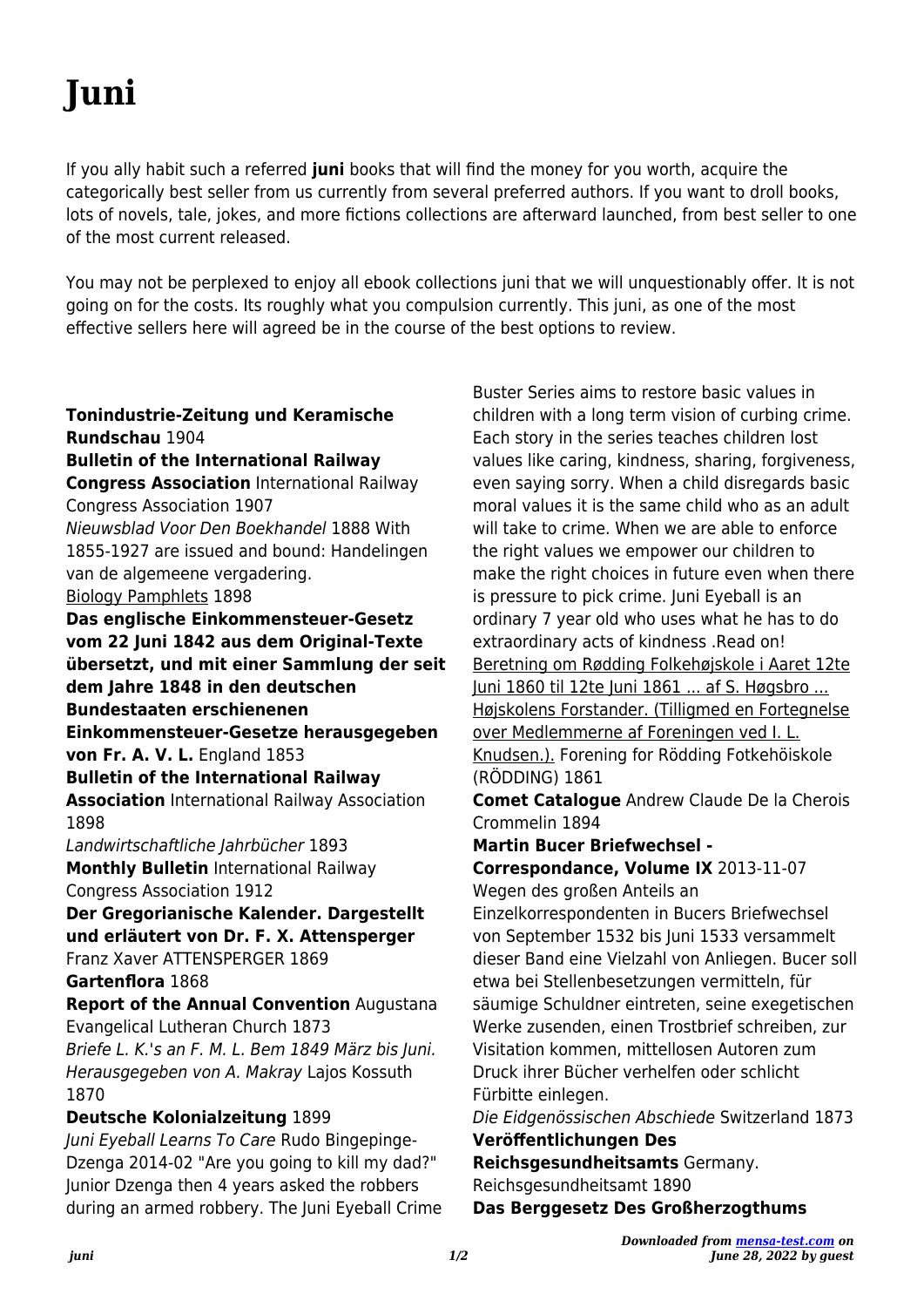# Juni

If you ally habit such a referred **juni** books that will find the money for you worth, acquire the categorically best seller from us currently from several preferred authors. If you want to droll books, lots of novels, tale, jokes, and more fictions collections are afterward launched, from best seller to one of the most current released.

You may not be perplexed to enjoy all ebook collections juni that we will unquestionably offer. It is not going on for the costs. Its roughly what you compulsion currently. This juni, as one of the most effective sellers here will agreed be in the course of the best options to review.

**Tonindustrie-Zeitung und Keramische Rundschau** 1904

**Bulletin of the International Railway Congress Association** International Railway Congress Association 1907

*Nieuwsblad Voor Den Boekhandel* 1888 With 1855-1927 are issued and bound: Handelingen van de algemeene vergadering.

Biology Pamphlets 1898

**Das englische Einkommensteuer-Gesetz vom 22 Juni 1842 aus dem Original-Texte übersetzt, und mit einer Sammlung der seit dem Jahre 1848 in den deutschen Bundestaaten erschienenen Einkommensteuer-Gesetze herausgegeben von Fr. A. V. L.** England 1853

**Bulletin of the International Railway Association** International Railway Association 1898

*Landwirtschaftliche Jahrbücher* 1893

**Monthly Bulletin** International Railway Congress Association 1912

**Der Gregorianische Kalender. Dargestellt und erläutert von Dr. F. X. Attensperger** Franz Xaver ATTENSPERGER 1869

**Gartenflora** 1868

**Report of the Annual Convention** Augustana Evangelical Lutheran Church 1873

*Briefe L. K.'s an F. M. L. Bem 1849 März bis Juni. Herausgegeben von A. Makray* Lajos Kossuth 1870

**Deutsche Kolonialzeitung** 1899

*Juni Eyeball Learns To Care* Rudo Bingepinge-Dzenga 2014-02 "Are you going to kill my dad?" Junior Dzenga then 4 years asked the robbers during an armed robbery. The Juni Eyeball Crime Buster Series aims to restore basic values in children with a long term vision of curbing crime. Each story in the series teaches children lost values like caring, kindness, sharing, forgiveness, even saying sorry. When a child disregards basic moral values it is the same child who as an adult will take to crime. When we are able to enforce the right values we empower our children to make the right choices in future even when there is pressure to pick crime. Juni Eyeball is an ordinary 7 year old who uses what he has to do extraordinary acts of kindness .Read on!

Beretning om Rødding Folkehøjskole i Aaret 12te Juni 1860 til 12te Juni 1861 ... af S. Høgsbro ... Højskolens Forstander. (Tilligmed en Fortegnelse over Medlemmerne af Foreningen ved I. L. Knudsen.). Forening for Rödding Fotkehöiskole (RÖDDING) 1861

**Comet Catalogue** Andrew Claude De la Cherois Crommelin 1894

**Martin Bucer Briefwechsel - Correspondance, Volume IX** 2013-11-07 Wegen des großen Anteils an Einzelkorrespondenten in Bucers Briefwechsel von September 1532 bis Juni 1533 versammelt dieser Band eine Vielzahl von Anliegen. Bucer soll etwa bei Stellenbesetzungen vermitteln, für säumige Schuldner eintreten, seine exegetischen Werke zusenden, einen Trostbrief schreiben, zur Visitation kommen, mittellosen Autoren zum Druck ihrer Bücher verhelfen oder schlicht Fürbitte einlegen.

*Die Eidgenössischen Abschiede* Switzerland 1873

**Veröffentlichungen Des Reichsgesundheitsamts** Germany. Reichsgesundheitsamt 1890

**Das Berggesetz Des Großherzogthums**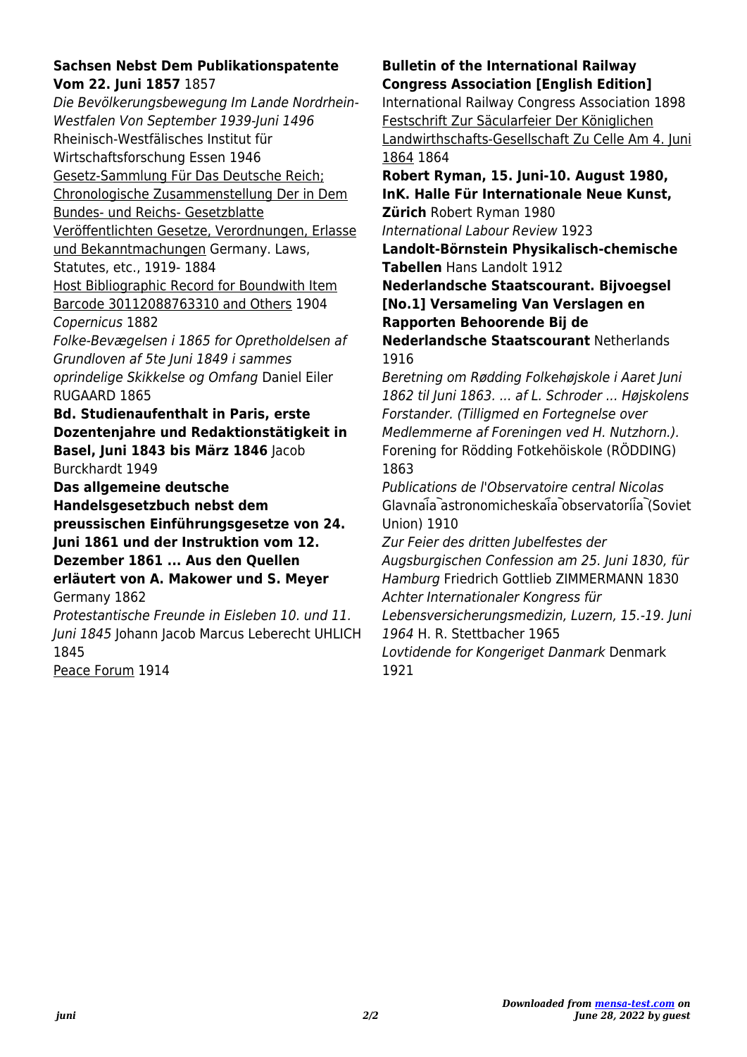**Sachsen Nebst Dem Publikationspatente Vom 22. Juni 1857** 1857

*Die Bevölkerungsbewegung Im Lande Nordrhein-Westfalen Von September 1939-Juni 1496* Rheinisch-Westfälisches Institut für Wirtschaftsforschung Essen 1946

Gesetz-Sammlung Für Das Deutsche Reich; Chronologische Zusammenstellung Der in Dem Bundes- und Reichs- Gesetzblatte Veröffentlichten Gesetze, Verordnungen, Erlasse und Bekanntmachungen Germany. Laws, Statutes, etc., 1919- 1884

Host Bibliographic Record for Boundwith Item Barcode 30112088763310 and Others 1904

*Copernicus* 1882

*Folke-Bevægelsen i 1865 for Opretholdelsen af Grundloven af 5te Juni 1849 i sammes oprindelige Skikkelse og Omfang* Daniel Eiler RUGAARD 1865

**Bd. Studienaufenthalt in Paris, erste Dozentenjahre und Redaktionstätigkeit in Basel, Juni 1843 bis März 1846** Jacob Burckhardt 1949

**Das allgemeine deutsche Handelsgesetzbuch nebst dem preussischen Einführungsgesetze von 24. Juni 1861 und der Instruktion vom 12. Dezember 1861 ... Aus den Quellen erläutert von A. Makower und S. Meyer** Germany 1862

*Protestantische Freunde in Eisleben 10. und 11. Juni 1845* Johann Jacob Marcus Leberecht UHLICH 1845

Peace Forum 1914

**Bulletin of the International Railway Congress Association [English Edition]** International Railway Congress Association 1898

Festschrift Zur Säcularfeier Der Königlichen Landwirthschafts-Gesellschaft Zu Celle Am 4. Juni 1864 1864

**Robert Ryman, 15. Juni-10. August 1980, InK. Halle Für Internationale Neue Kunst, Zürich** Robert Ryman 1980

*International Labour Review* 1923

**Landolt-Börnstein Physikalisch-chemische Tabellen** Hans Landolt 1912

**Nederlandsche Staatscourant. Bijvoegsel [No.1] Versameling Van Verslagen en Rapporten Behoorende Bij de Nederlandsche Staatscourant** Netherlands 1916

*Beretning om Rødding Folkehøjskole i Aaret Juni 1862 til Juni 1863. ... af L. Schroder ... Højskolens Forstander. (Tilligmed en Fortegnelse over Medlemmerne af Foreningen ved H. Nutzhorn.).* Forening for Rödding Fotkehöiskole (RÖDDING) 1863

*Publications de l'Observatoire central Nicolas* Glavnai͡a astronomicheskai͡a observatorii͡a (Soviet Union) 1910

*Zur Feier des dritten Jubelfestes der Augsburgischen Confession am 25. Juni 1830, für Hamburg* Friedrich Gottlieb ZIMMERMANN 1830

*Achter Internationaler Kongress für Lebensversicherungsmedizin, Luzern, 15.-19. Juni 1964* H. R. Stettbacher 1965

*Lovtidende for Kongeriget Danmark* Denmark 1921